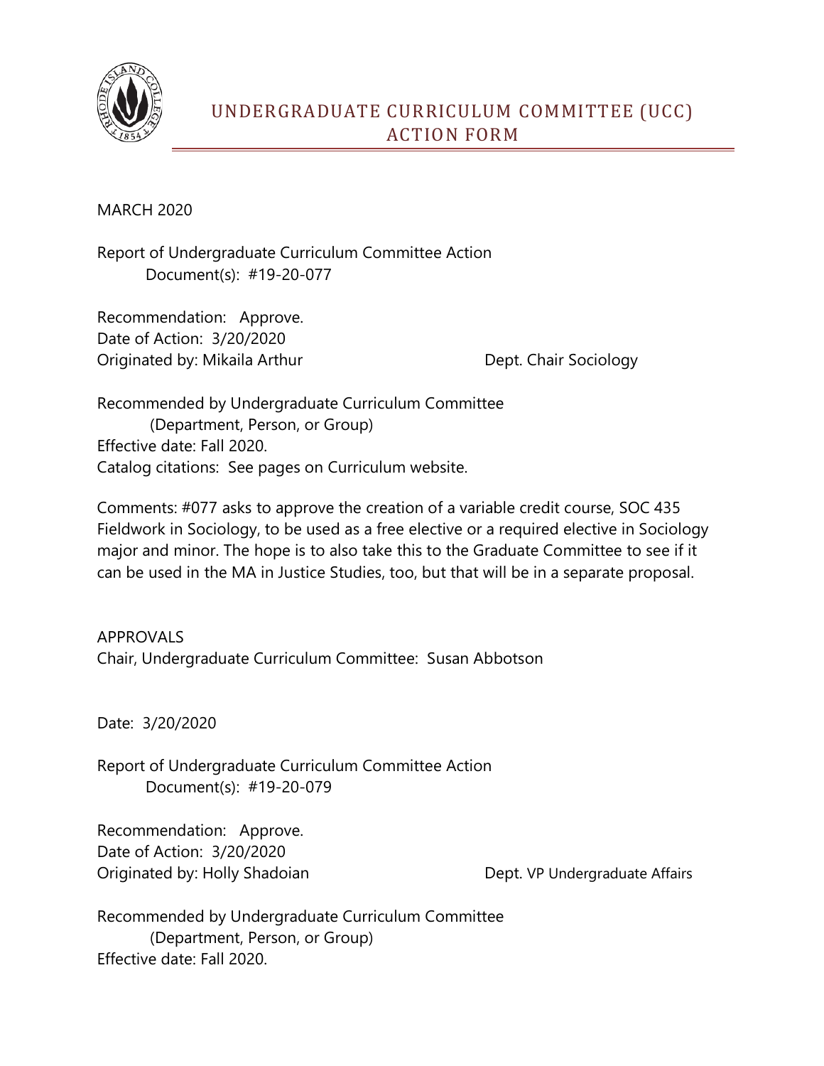# UNDERGRADUATE CURRICULUM COMMITTEE (UCC) ACTION FORM

MARCH 2020

Report of Undergraduate Curriculum Committee Action
Document(s): #19-20-077

Recommendation: Approve.
Date of Action: 3/20/2020
Originated by: Mikaila Arthur Dept. Chair Sociology

Recommended by Undergraduate Curriculum Committee
(Department, Person, or Group)
Effective date: Fall 2020.
Catalog citations: See pages on Curriculum website.

Comments: #077 asks to approve the creation of a variable credit course, SOC 435 Fieldwork in Sociology, to be used as a free elective or a required elective in Sociology major and minor. The hope is to also take this to the Graduate Committee to see if it can be used in the MA in Justice Studies, too, but that will be in a separate proposal.

APPROVALS
Chair, Undergraduate Curriculum Committee: Susan Abbotson

Date: 3/20/2020

Report of Undergraduate Curriculum Committee Action
Document(s): #19-20-079

Recommendation: Approve.
Date of Action: 3/20/2020
Originated by: Holly Shadoian Dept. VP Undergraduate Affairs

Recommended by Undergraduate Curriculum Committee
(Department, Person, or Group)
Effective date: Fall 2020.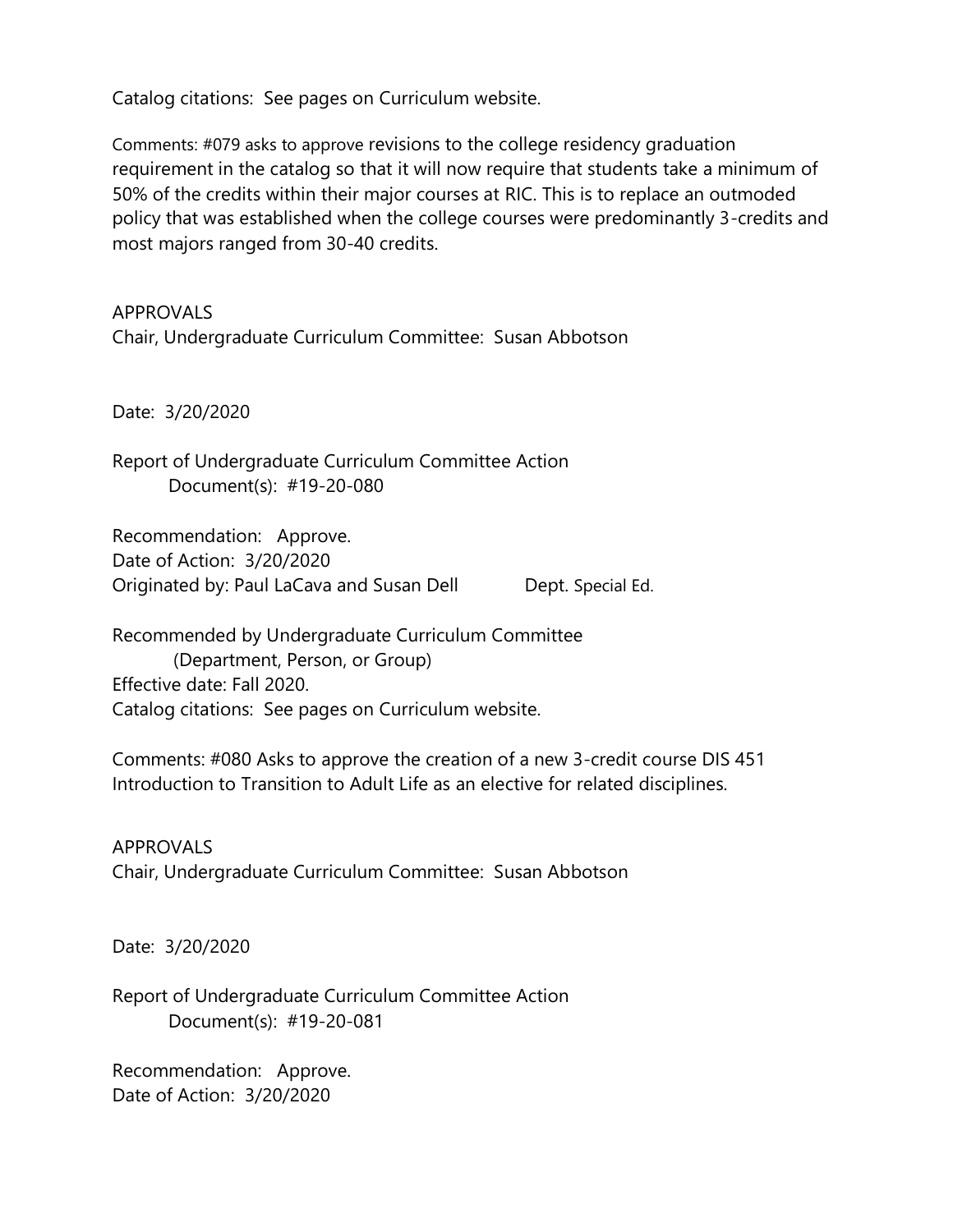Catalog citations: See pages on Curriculum website.

Comments: #079 asks to approve revisions to the college residency graduation requirement in the catalog so that it will now require that students take a minimum of 50% of the credits within their major courses at RIC. This is to replace an outmoded policy that was established when the college courses were predominantly 3-credits and most majors ranged from 30-40 credits.

APPROVALS
Chair, Undergraduate Curriculum Committee: Susan Abbotson

Date: 3/20/2020

Report of Undergraduate Curriculum Committee Action
Document(s): #19-20-080

Recommendation: Approve.
Date of Action: 3/20/2020
Originated by: Paul LaCava and Susan Dell Dept. Special Ed.

Recommended by Undergraduate Curriculum Committee
(Department, Person, or Group)
Effective date: Fall 2020.
Catalog citations: See pages on Curriculum website.

Comments: #080 Asks to approve the creation of a new 3-credit course DIS 451 Introduction to Transition to Adult Life as an elective for related disciplines.

APPROVALS
Chair, Undergraduate Curriculum Committee: Susan Abbotson

Date: 3/20/2020

Report of Undergraduate Curriculum Committee Action
Document(s): #19-20-081

Recommendation: Approve.
Date of Action: 3/20/2020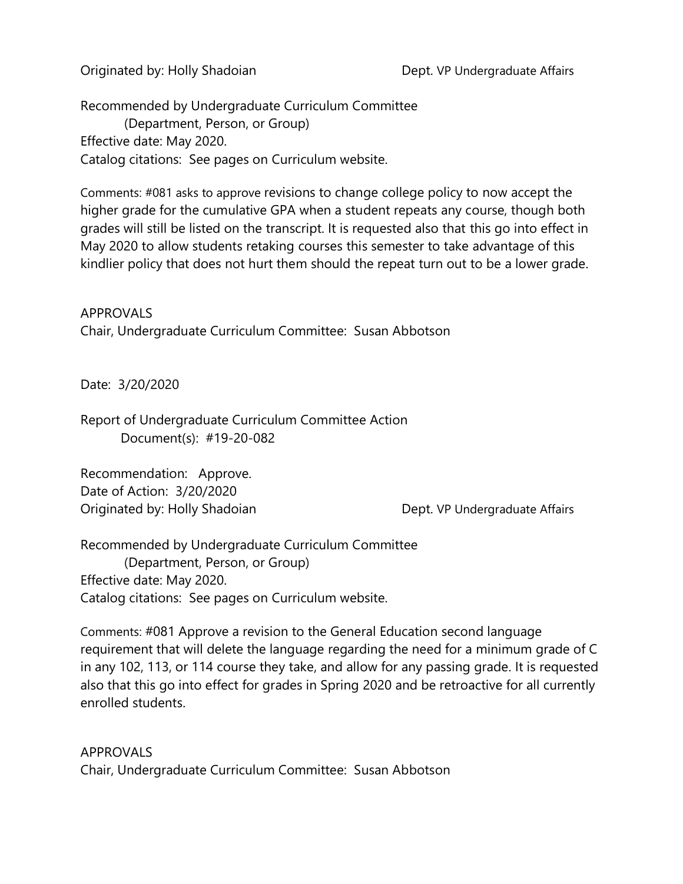Originated by: Holly Shadoian Dept. VP Undergraduate Affairs

Recommended by Undergraduate Curriculum Committee
(Department, Person, or Group)
Effective date: May 2020.
Catalog citations: See pages on Curriculum website.

Comments: #081 asks to approve revisions to change college policy to now accept the higher grade for the cumulative GPA when a student repeats any course, though both grades will still be listed on the transcript. It is requested also that this go into effect in May 2020 to allow students retaking courses this semester to take advantage of this kindlier policy that does not hurt them should the repeat turn out to be a lower grade.

APPROVALS
Chair, Undergraduate Curriculum Committee: Susan Abbotson

Date: 3/20/2020

Report of Undergraduate Curriculum Committee Action
Document(s): #19-20-082

Recommendation: Approve.
Date of Action: 3/20/2020
Originated by: Holly Shadoian Dept. VP Undergraduate Affairs

Recommended by Undergraduate Curriculum Committee
(Department, Person, or Group)
Effective date: May 2020.
Catalog citations: See pages on Curriculum website.

Comments: #081 Approve a revision to the General Education second language requirement that will delete the language regarding the need for a minimum grade of C in any 102, 113, or 114 course they take, and allow for any passing grade. It is requested also that this go into effect for grades in Spring 2020 and be retroactive for all currently enrolled students.

APPROVALS
Chair, Undergraduate Curriculum Committee: Susan Abbotson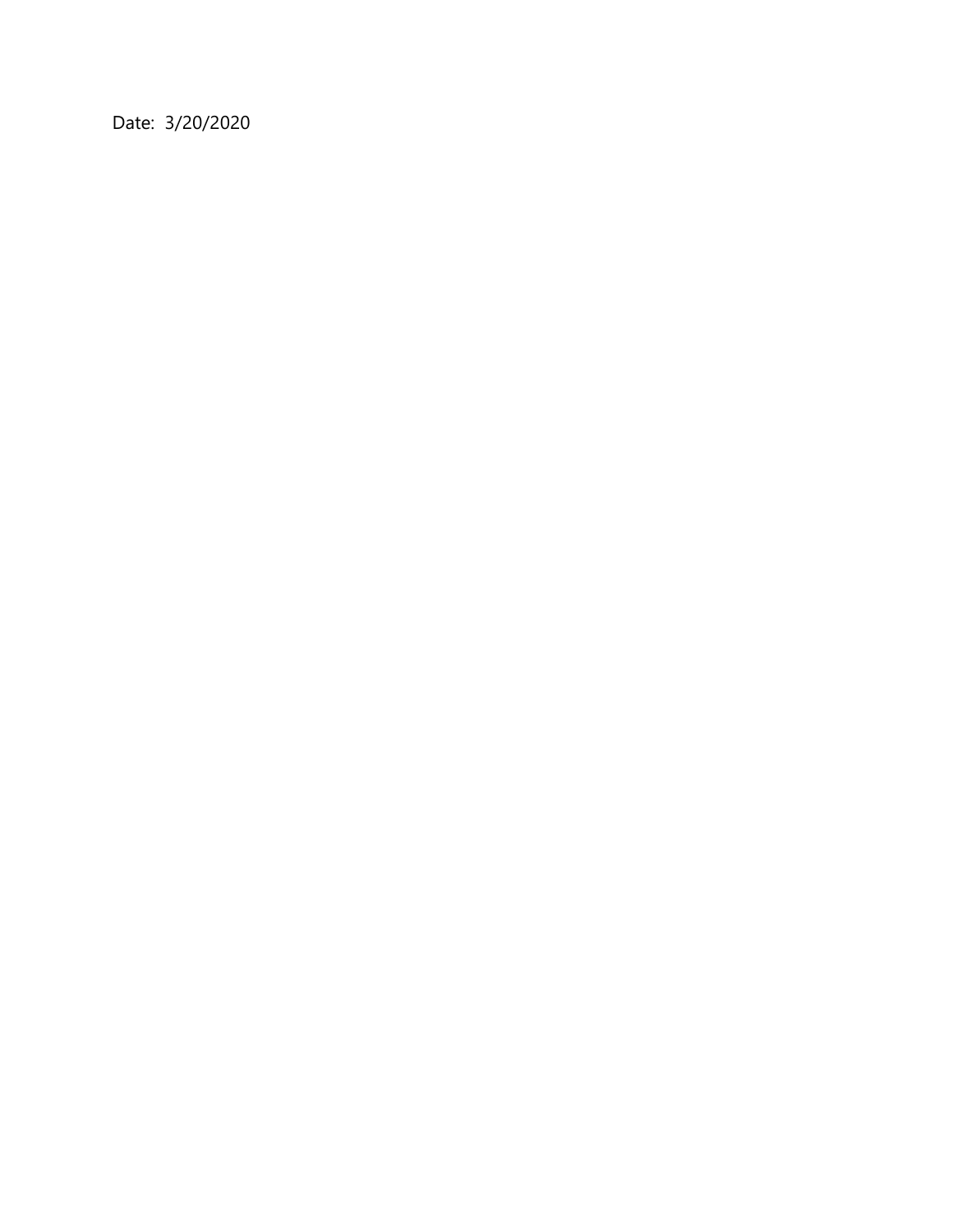Date: 3/20/2020